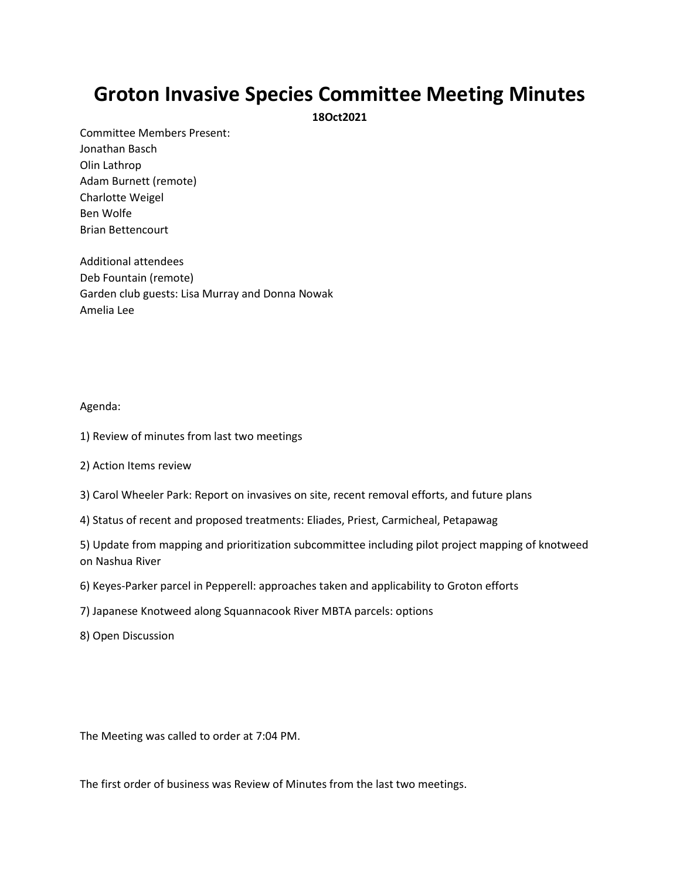# Groton Invasive Species Committee Meeting Minutes

**18Oct2021**

Committee Members Present:
Jonathan Basch
Olin Lathrop
Adam Burnett (remote)
Charlotte Weigel
Ben Wolfe
Brian Bettencourt

Additional attendees
Deb Fountain (remote)
Garden club guests: Lisa Murray and Donna Nowak
Amelia Lee

Agenda:

1) Review of minutes from last two meetings

2) Action Items review

3) Carol Wheeler Park: Report on invasives on site, recent removal efforts, and future plans

4) Status of recent and proposed treatments: Eliades, Priest, Carmicheal, Petapawag

5) Update from mapping and prioritization subcommittee including pilot project mapping of knotweed on Nashua River

6) Keyes-Parker parcel in Pepperell: approaches taken and applicability to Groton efforts

7) Japanese Knotweed along Squannacook River MBTA parcels: options

8) Open Discussion

The Meeting was called to order at 7:04 PM.

The first order of business was Review of Minutes from the last two meetings.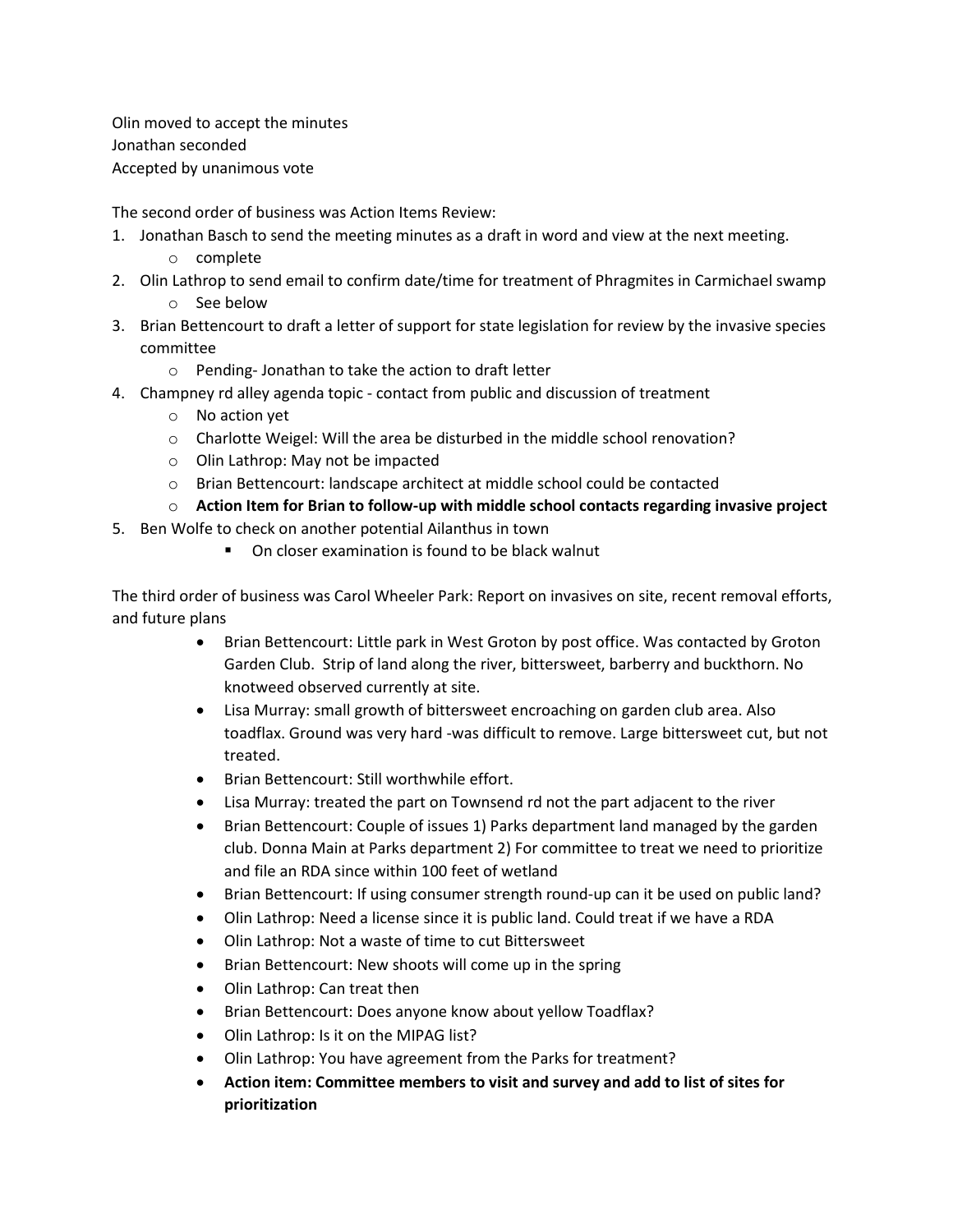Olin moved to accept the minutes
Jonathan seconded
Accepted by unanimous vote

The second order of business was Action Items Review:

1. Jonathan Basch to send the meeting minutes as a draft in word and view at the next meeting.
   - complete
2. Olin Lathrop to send email to confirm date/time for treatment of Phragmites in Carmichael swamp
   - See below
3. Brian Bettencourt to draft a letter of support for state legislation for review by the invasive species committee
   - Pending- Jonathan to take the action to draft letter
4. Champney rd alley agenda topic - contact from public and discussion of treatment
   - No action yet
   - Charlotte Weigel: Will the area be disturbed in the middle school renovation?
   - Olin Lathrop: May not be impacted
   - Brian Bettencourt: landscape architect at middle school could be contacted
   - **Action Item for Brian to follow-up with middle school contacts regarding invasive project**
5. Ben Wolfe to check on another potential Ailanthus in town
   - On closer examination is found to be black walnut

The third order of business was Carol Wheeler Park: Report on invasives on site, recent removal efforts, and future plans

- Brian Bettencourt: Little park in West Groton by post office. Was contacted by Groton Garden Club. Strip of land along the river, bittersweet, barberry and buckthorn. No knotweed observed currently at site.
- Lisa Murray: small growth of bittersweet encroaching on garden club area. Also toadflax. Ground was very hard -was difficult to remove. Large bittersweet cut, but not treated.
- Brian Bettencourt: Still worthwhile effort.
- Lisa Murray: treated the part on Townsend rd not the part adjacent to the river
- Brian Bettencourt: Couple of issues 1) Parks department land managed by the garden club. Donna Main at Parks department 2) For committee to treat we need to prioritize and file an RDA since within 100 feet of wetland
- Brian Bettencourt: If using consumer strength round-up can it be used on public land?
- Olin Lathrop: Need a license since it is public land. Could treat if we have a RDA
- Olin Lathrop: Not a waste of time to cut Bittersweet
- Brian Bettencourt: New shoots will come up in the spring
- Olin Lathrop: Can treat then
- Brian Bettencourt: Does anyone know about yellow Toadflax?
- Olin Lathrop: Is it on the MIPAG list?
- Olin Lathrop: You have agreement from the Parks for treatment?
- **Action item: Committee members to visit and survey and add to list of sites for prioritization**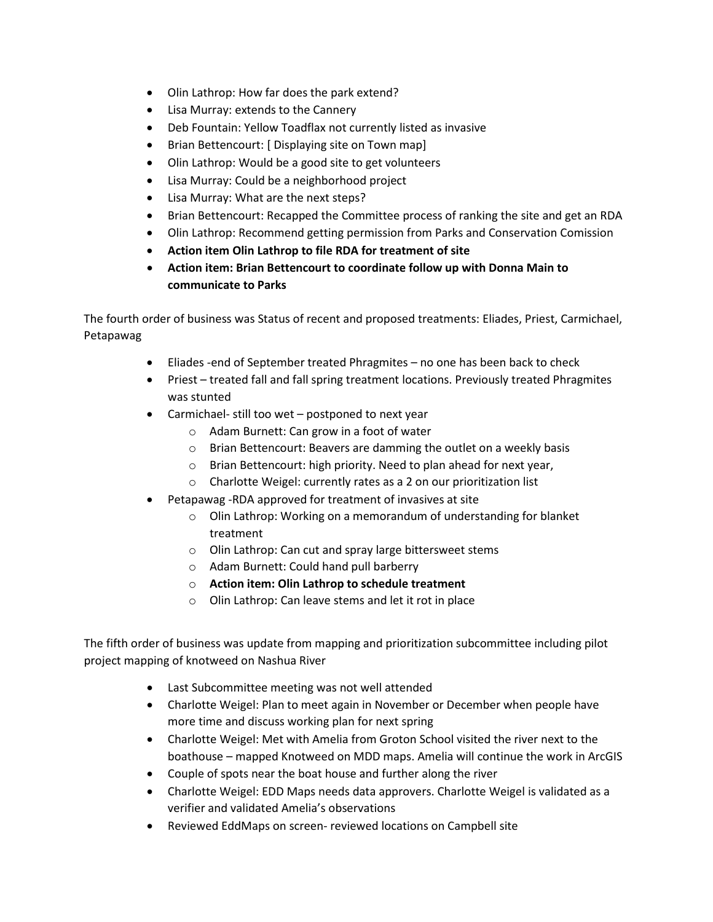- Olin Lathrop: How far does the park extend?
- Lisa Murray: extends to the Cannery
- Deb Fountain: Yellow Toadflax not currently listed as invasive
- Brian Bettencourt: [ Displaying site on Town map]
- Olin Lathrop: Would be a good site to get volunteers
- Lisa Murray: Could be a neighborhood project
- Lisa Murray: What are the next steps?
- Brian Bettencourt: Recapped the Committee process of ranking the site and get an RDA
- Olin Lathrop: Recommend getting permission from Parks and Conservation Comission
- **Action item Olin Lathrop to file RDA for treatment of site**
- **Action item: Brian Bettencourt to coordinate follow up with Donna Main to communicate to Parks**

The fourth order of business was Status of recent and proposed treatments: Eliades, Priest, Carmichael, Petapawag

- Eliades -end of September treated Phragmites – no one has been back to check
- Priest – treated fall and fall spring treatment locations. Previously treated Phragmites was stunted
- Carmichael- still too wet – postponed to next year
  - Adam Burnett: Can grow in a foot of water
  - Brian Bettencourt: Beavers are damming the outlet on a weekly basis
  - Brian Bettencourt: high priority. Need to plan ahead for next year,
  - Charlotte Weigel: currently rates as a 2 on our prioritization list
- Petapawag -RDA approved for treatment of invasives at site
  - Olin Lathrop: Working on a memorandum of understanding for blanket treatment
  - Olin Lathrop: Can cut and spray large bittersweet stems
  - Adam Burnett: Could hand pull barberry
  - **Action item: Olin Lathrop to schedule treatment**
  - Olin Lathrop: Can leave stems and let it rot in place

The fifth order of business was update from mapping and prioritization subcommittee including pilot project mapping of knotweed on Nashua River

- Last Subcommittee meeting was not well attended
- Charlotte Weigel: Plan to meet again in November or December when people have more time and discuss working plan for next spring
- Charlotte Weigel: Met with Amelia from Groton School visited the river next to the boathouse – mapped Knotweed on MDD maps. Amelia will continue the work in ArcGIS
- Couple of spots near the boat house and further along the river
- Charlotte Weigel: EDD Maps needs data approvers. Charlotte Weigel is validated as a verifier and validated Amelia's observations
- Reviewed EddMaps on screen- reviewed locations on Campbell site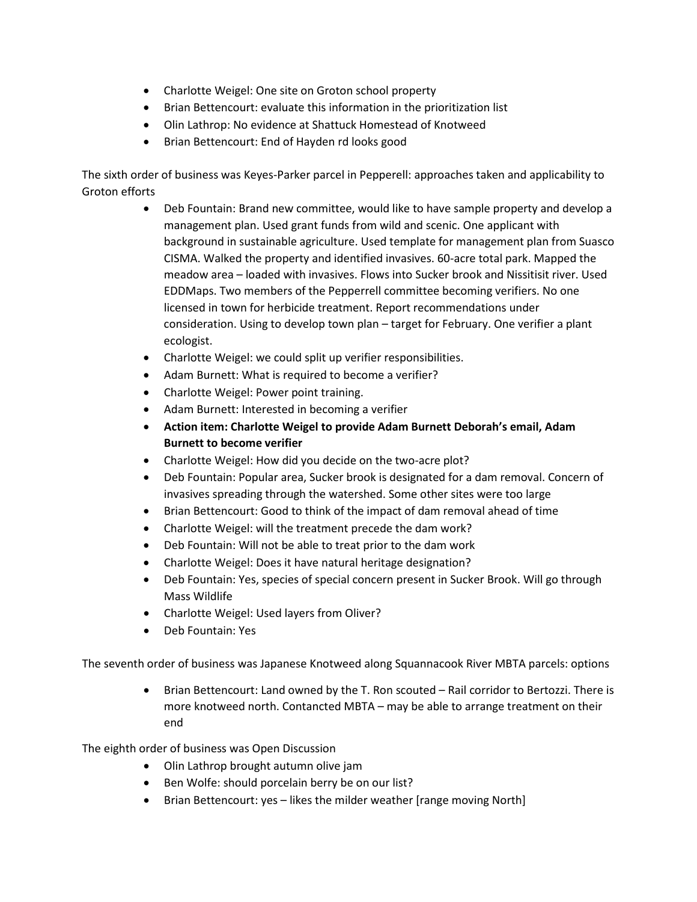- Charlotte Weigel: One site on Groton school property
- Brian Bettencourt: evaluate this information in the prioritization list
- Olin Lathrop: No evidence at Shattuck Homestead of Knotweed
- Brian Bettencourt: End of Hayden rd looks good

The sixth order of business was Keyes-Parker parcel in Pepperell: approaches taken and applicability to Groton efforts

- Deb Fountain: Brand new committee, would like to have sample property and develop a management plan. Used grant funds from wild and scenic. One applicant with background in sustainable agriculture. Used template for management plan from Suasco CISMA. Walked the property and identified invasives. 60-acre total park. Mapped the meadow area – loaded with invasives. Flows into Sucker brook and Nissitisit river. Used EDDMaps. Two members of the Pepperrell committee becoming verifiers. No one licensed in town for herbicide treatment. Report recommendations under consideration. Using to develop town plan – target for February. One verifier a plant ecologist.
- Charlotte Weigel: we could split up verifier responsibilities.
- Adam Burnett: What is required to become a verifier?
- Charlotte Weigel: Power point training.
- Adam Burnett: Interested in becoming a verifier
- **Action item: Charlotte Weigel to provide Adam Burnett Deborah's email, Adam Burnett to become verifier**
- Charlotte Weigel: How did you decide on the two-acre plot?
- Deb Fountain: Popular area, Sucker brook is designated for a dam removal. Concern of invasives spreading through the watershed. Some other sites were too large
- Brian Bettencourt: Good to think of the impact of dam removal ahead of time
- Charlotte Weigel: will the treatment precede the dam work?
- Deb Fountain: Will not be able to treat prior to the dam work
- Charlotte Weigel: Does it have natural heritage designation?
- Deb Fountain: Yes, species of special concern present in Sucker Brook. Will go through Mass Wildlife
- Charlotte Weigel: Used layers from Oliver?
- Deb Fountain: Yes

The seventh order of business was Japanese Knotweed along Squannacook River MBTA parcels: options

- Brian Bettencourt: Land owned by the T. Ron scouted – Rail corridor to Bertozzi. There is more knotweed north. Contancted MBTA – may be able to arrange treatment on their end

The eighth order of business was Open Discussion

- Olin Lathrop brought autumn olive jam
- Ben Wolfe: should porcelain berry be on our list?
- Brian Bettencourt: yes – likes the milder weather [range moving North]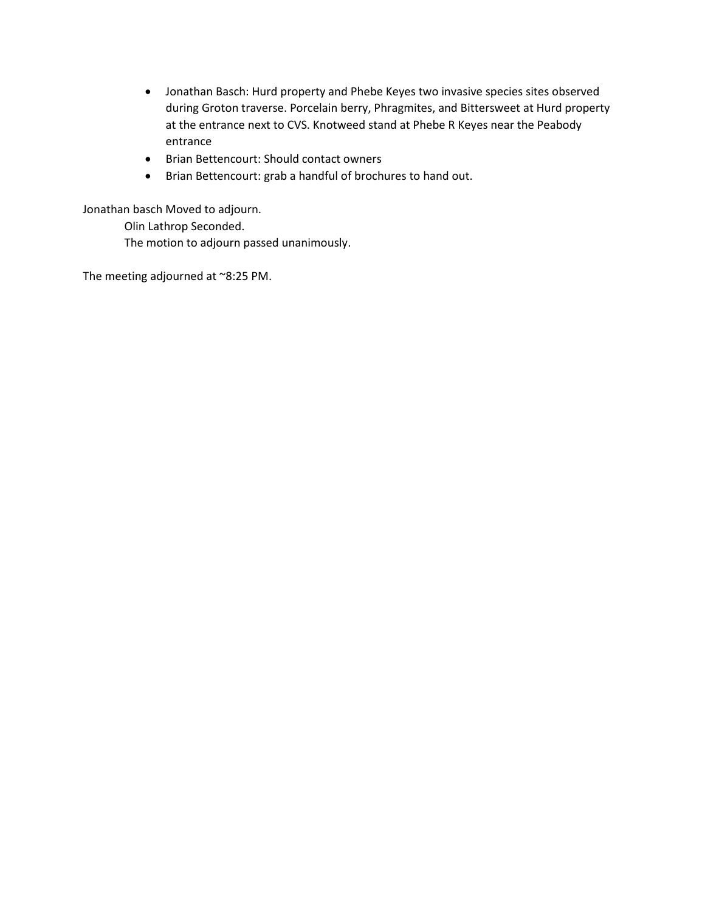- Jonathan Basch: Hurd property and Phebe Keyes two invasive species sites observed during Groton traverse. Porcelain berry, Phragmites, and Bittersweet at Hurd property at the entrance next to CVS. Knotweed stand at Phebe R Keyes near the Peabody entrance
- Brian Bettencourt: Should contact owners
- Brian Bettencourt: grab a handful of brochures to hand out.

Jonathan basch Moved to adjourn.

Olin Lathrop Seconded.

The motion to adjourn passed unanimously.

The meeting adjourned at ~8:25 PM.